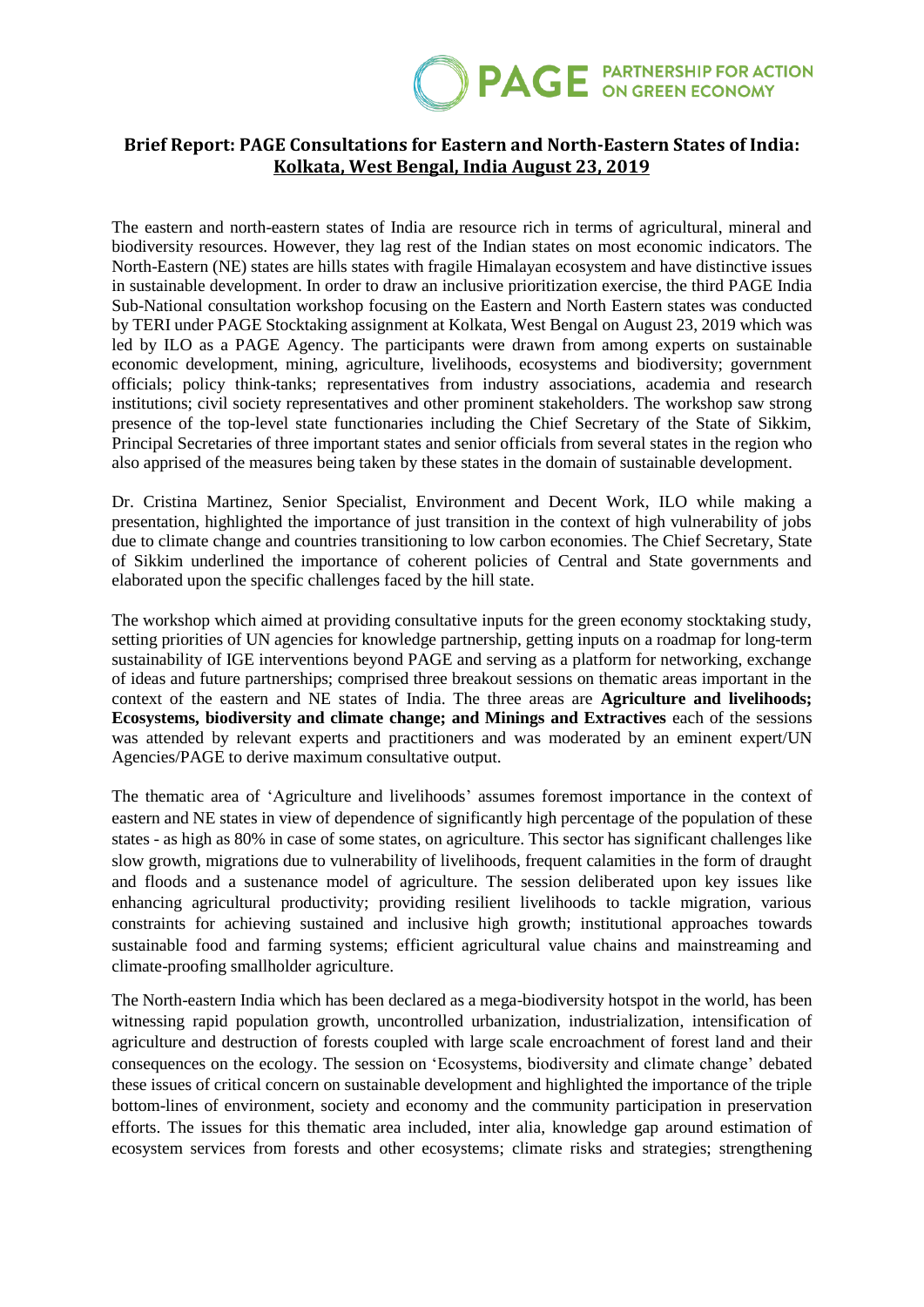**Brief Report: PAGE Consultations for Eastern and North-Eastern States of India: Kolkata, West Bengal, India August 23, 2019**

The eastern and north-eastern states of India are resource rich in terms of agricultural, mineral and biodiversity resources. However, they lag rest of the Indian states on most economic indicators. The North-Eastern (NE) states are hills states with fragile Himalayan ecosystem and have distinctive issues in sustainable development. In order to draw an inclusive prioritization exercise, the third PAGE India Sub-National consultation workshop focusing on the Eastern and North Eastern states was conducted by TERI under PAGE Stocktaking assignment at Kolkata, West Bengal on August 23, 2019 which was led by ILO as a PAGE Agency. The participants were drawn from among experts on sustainable economic development, mining, agriculture, livelihoods, ecosystems and biodiversity; government officials; policy think-tanks; representatives from industry associations, academia and research institutions; civil society representatives and other prominent stakeholders. The workshop saw strong presence of the top-level state functionaries including the Chief Secretary of the State of Sikkim, Principal Secretaries of three important states and senior officials from several states in the region who also apprised of the measures being taken by these states in the domain of sustainable development.

Dr. Cristina Martinez, Senior Specialist, Environment and Decent Work, ILO while making a presentation, highlighted the importance of just transition in the context of high vulnerability of jobs due to climate change and countries transitioning to low carbon economies. The Chief Secretary, State of Sikkim underlined the importance of coherent policies of Central and State governments and elaborated upon the specific challenges faced by the hill state.

The workshop which aimed at providing consultative inputs for the green economy stocktaking study, setting priorities of UN agencies for knowledge partnership, getting inputs on a roadmap for long-term sustainability of IGE interventions beyond PAGE and serving as a platform for networking, exchange of ideas and future partnerships; comprised three breakout sessions on thematic areas important in the context of the eastern and NE states of India. The three areas are **Agriculture and livelihoods; Ecosystems, biodiversity and climate change; and Minings and Extractives** each of the sessions was attended by relevant experts and practitioners and was moderated by an eminent expert/UN Agencies/PAGE to derive maximum consultative output.

The thematic area of 'Agriculture and livelihoods' assumes foremost importance in the context of eastern and NE states in view of dependence of significantly high percentage of the population of these states - as high as 80% in case of some states, on agriculture. This sector has significant challenges like slow growth, migrations due to vulnerability of livelihoods, frequent calamities in the form of draught and floods and a sustenance model of agriculture. The session deliberated upon key issues like enhancing agricultural productivity; providing resilient livelihoods to tackle migration, various constraints for achieving sustained and inclusive high growth; institutional approaches towards sustainable food and farming systems; efficient agricultural value chains and mainstreaming and climate-proofing smallholder agriculture.

The North-eastern India which has been declared as a mega-biodiversity hotspot in the world, has been witnessing rapid population growth, uncontrolled urbanization, industrialization, intensification of agriculture and destruction of forests coupled with large scale encroachment of forest land and their consequences on the ecology. The session on 'Ecosystems, biodiversity and climate change' debated these issues of critical concern on sustainable development and highlighted the importance of the triple bottom-lines of environment, society and economy and the community participation in preservation efforts. The issues for this thematic area included, inter alia, knowledge gap around estimation of ecosystem services from forests and other ecosystems; climate risks and strategies; strengthening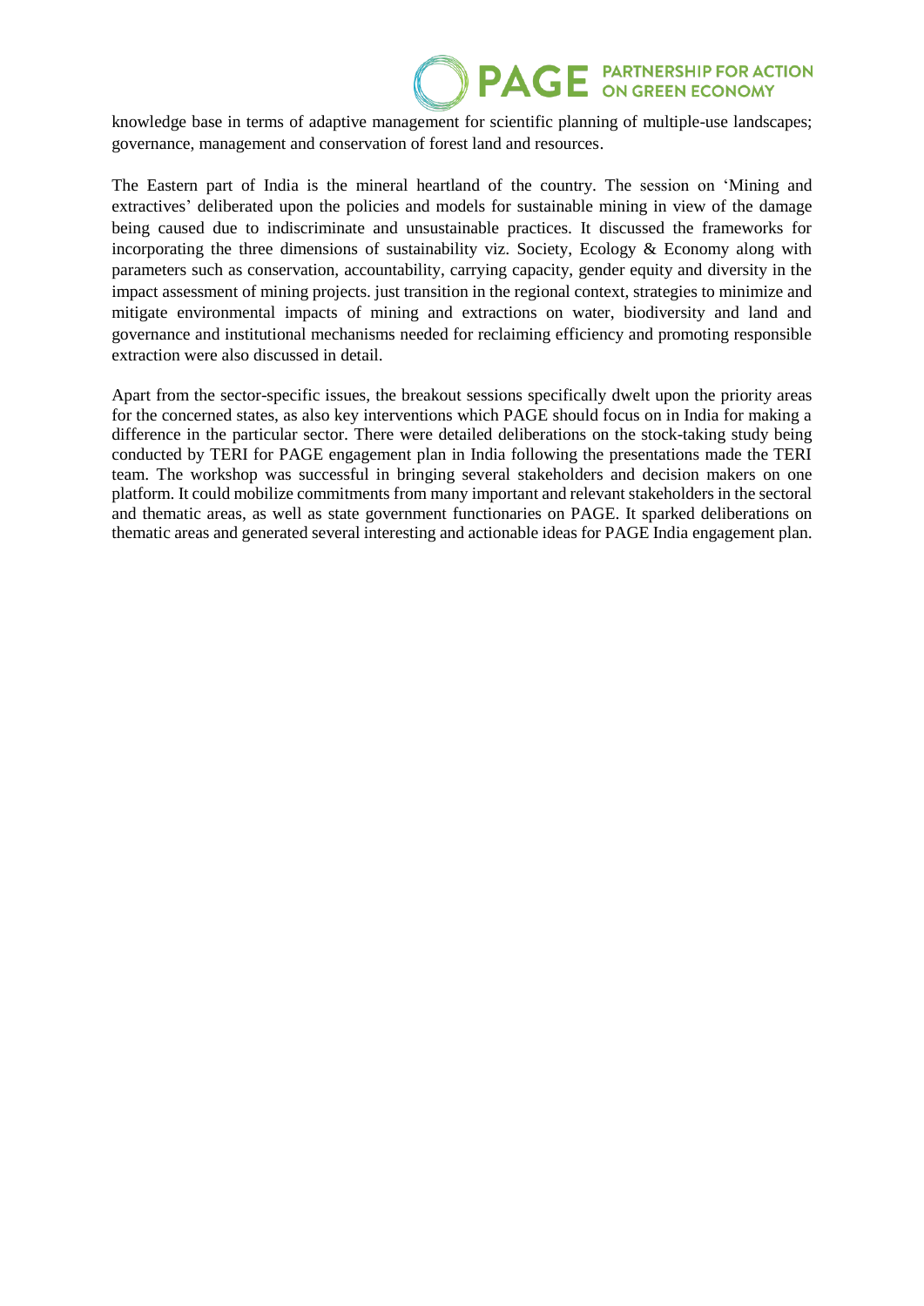knowledge base in terms of adaptive management for scientific planning of multiple-use landscapes; governance, management and conservation of forest land and resources.

The Eastern part of India is the mineral heartland of the country. The session on 'Mining and extractives' deliberated upon the policies and models for sustainable mining in view of the damage being caused due to indiscriminate and unsustainable practices. It discussed the frameworks for incorporating the three dimensions of sustainability viz. Society, Ecology & Economy along with parameters such as conservation, accountability, carrying capacity, gender equity and diversity in the impact assessment of mining projects. just transition in the regional context, strategies to minimize and mitigate environmental impacts of mining and extractions on water, biodiversity and land and governance and institutional mechanisms needed for reclaiming efficiency and promoting responsible extraction were also discussed in detail.

Apart from the sector-specific issues, the breakout sessions specifically dwelt upon the priority areas for the concerned states, as also key interventions which PAGE should focus on in India for making a difference in the particular sector. There were detailed deliberations on the stock-taking study being conducted by TERI for PAGE engagement plan in India following the presentations made the TERI team. The workshop was successful in bringing several stakeholders and decision makers on one platform. It could mobilize commitments from many important and relevant stakeholders in the sectoral and thematic areas, as well as state government functionaries on PAGE. It sparked deliberations on thematic areas and generated several interesting and actionable ideas for PAGE India engagement plan.